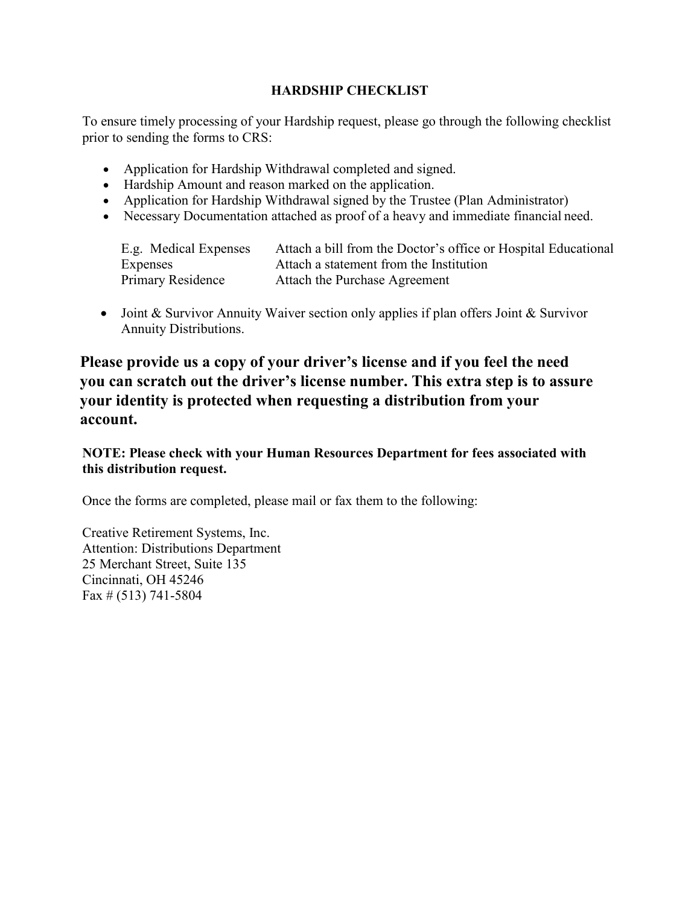## HARDSHIP CHECKLIST

To ensure timely processing of your Hardship request, please go through the following checklist prior to sending the forms to CRS:

- Application for Hardship Withdrawal completed and signed.
- Hardship Amount and reason marked on the application.
- Application for Hardship Withdrawal signed by the Trustee (Plan Administrator)
- Necessary Documentation attached as proof of a heavy and immediate financial need.

| E.g. Medical Expenses | Attach a bill from the Doctor's office or Hospital Educational |
| --- | --- |
| Expenses | Attach a statement from the Institution |
| Primary Residence | Attach the Purchase Agreement |

- Joint & Survivor Annuity Waiver section only applies if plan offers Joint & Survivor Annuity Distributions.

**Please provide us a copy of your driver's license and if you feel the need you can scratch out the driver's license number. This extra step is to assure your identity is protected when requesting a distribution from your account.**

**NOTE: Please check with your Human Resources Department for fees associated with this distribution request.**

Once the forms are completed, please mail or fax them to the following:

Creative Retirement Systems, Inc.
Attention: Distributions Department
25 Merchant Street, Suite 135
Cincinnati, OH 45246
Fax # (513) 741-5804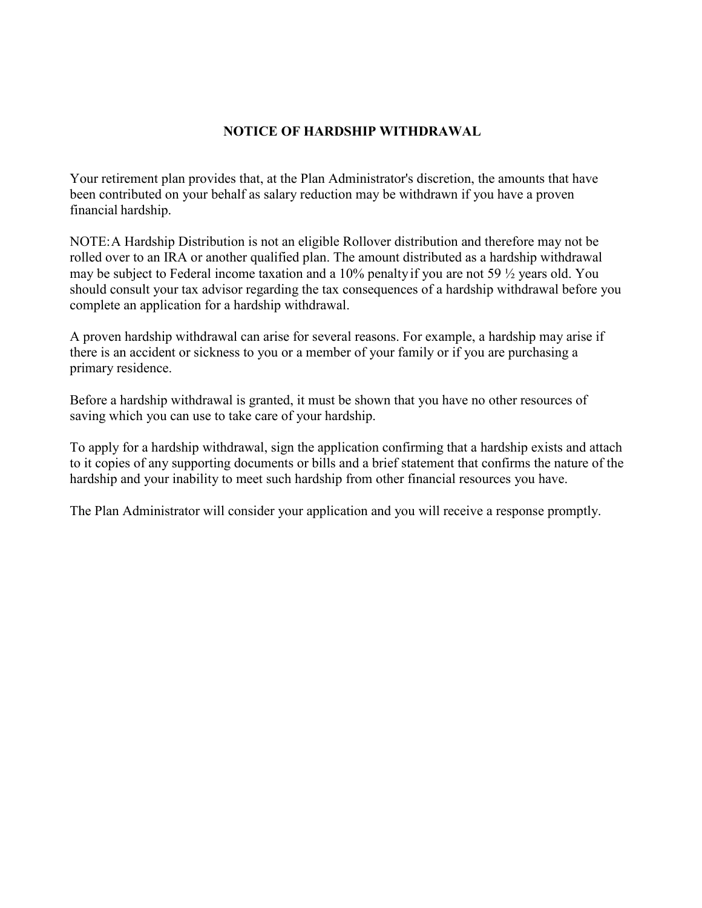# NOTICE OF HARDSHIP WITHDRAWAL

Your retirement plan provides that, at the Plan Administrator's discretion, the amounts that have been contributed on your behalf as salary reduction may be withdrawn if you have a proven financial hardship.

NOTE: A Hardship Distribution is not an eligible Rollover distribution and therefore may not be rolled over to an IRA or another qualified plan. The amount distributed as a hardship withdrawal may be subject to Federal income taxation and a 10% penalty if you are not 59 ½ years old. You should consult your tax advisor regarding the tax consequences of a hardship withdrawal before you complete an application for a hardship withdrawal.

A proven hardship withdrawal can arise for several reasons. For example, a hardship may arise if there is an accident or sickness to you or a member of your family or if you are purchasing a primary residence.

Before a hardship withdrawal is granted, it must be shown that you have no other resources of saving which you can use to take care of your hardship.

To apply for a hardship withdrawal, sign the application confirming that a hardship exists and attach to it copies of any supporting documents or bills and a brief statement that confirms the nature of the hardship and your inability to meet such hardship from other financial resources you have.

The Plan Administrator will consider your application and you will receive a response promptly.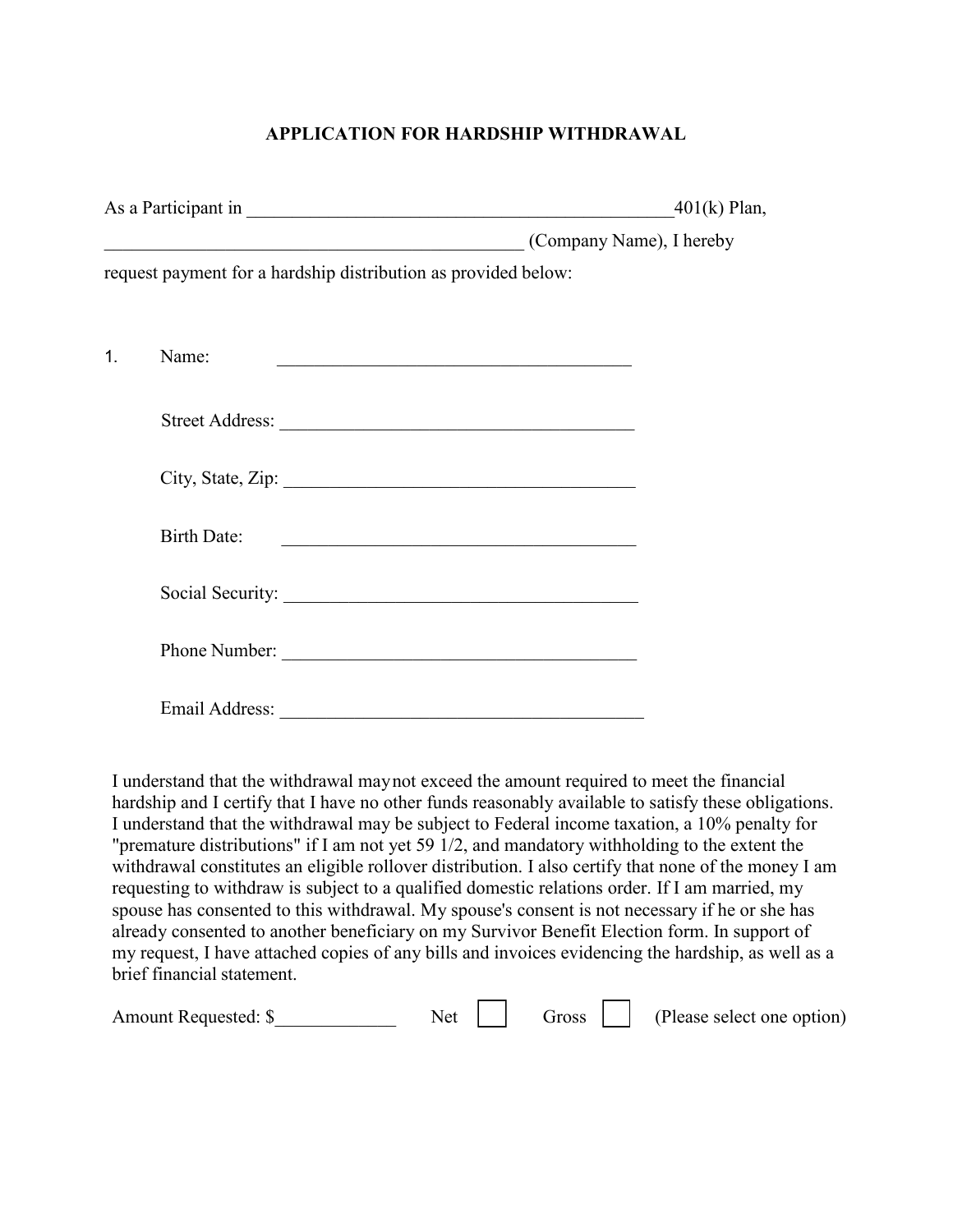# APPLICATION FOR HARDSHIP WITHDRAWAL

As a Participant in _______________________________________________401(k) Plan,
_____________________________________________ (Company Name), I hereby request payment for a hardship distribution as provided below:

1. Name: ______________________________________

   Street Address: ______________________________________

   City, State, Zip: ______________________________________

   Birth Date: ______________________________________

   Social Security: ______________________________________

   Phone Number: ______________________________________

   Email Address: ______________________________________

I understand that the withdrawal may not exceed the amount required to meet the financial hardship and I certify that I have no other funds reasonably available to satisfy these obligations. I understand that the withdrawal may be subject to Federal income taxation, a 10% penalty for "premature distributions" if I am not yet 59 1/2, and mandatory withholding to the extent the withdrawal constitutes an eligible rollover distribution. I also certify that none of the money I am requesting to withdraw is subject to a qualified domestic relations order. If I am married, my spouse has consented to this withdrawal. My spouse's consent is not necessary if he or she has already consented to another beneficiary on my Survivor Benefit Election form. In support of my request, I have attached copies of any bills and invoices evidencing the hardship, as well as a brief financial statement.

Amount Requested: $_____________ Net ☐ Gross ☐ (Please select one option)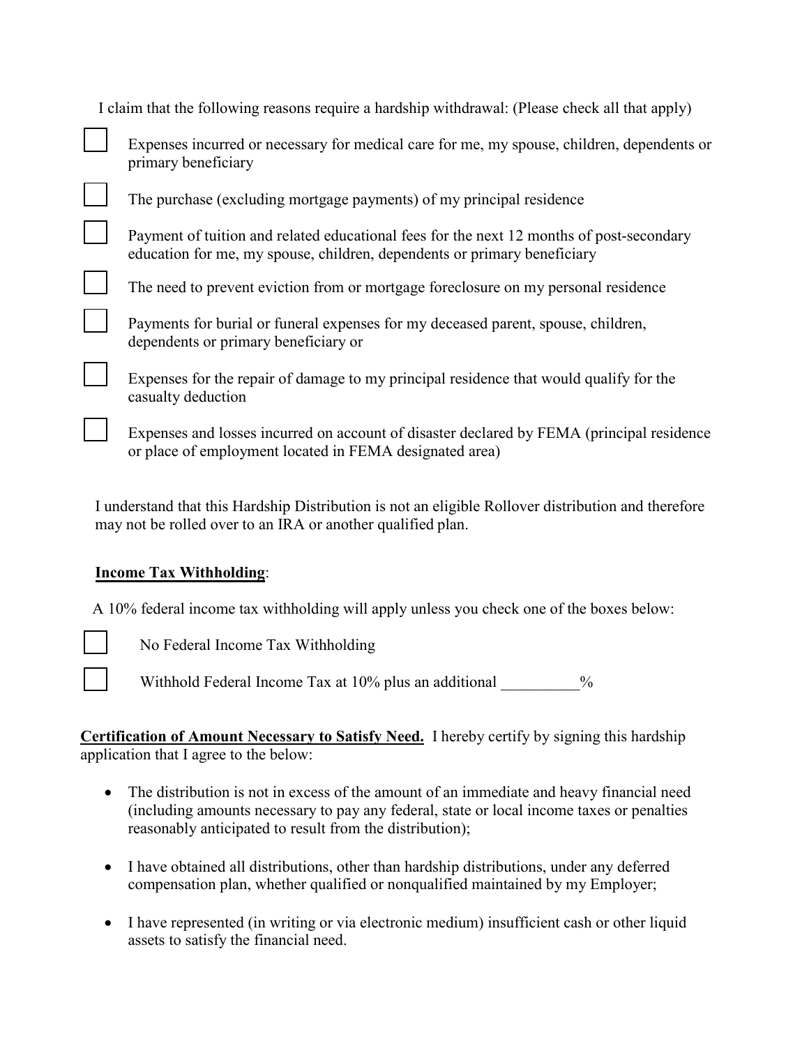I claim that the following reasons require a hardship withdrawal: (Please check all that apply)

- ☐ Expenses incurred or necessary for medical care for me, my spouse, children, dependents or primary beneficiary
- ☐ The purchase (excluding mortgage payments) of my principal residence
- ☐ Payment of tuition and related educational fees for the next 12 months of post-secondary education for me, my spouse, children, dependents or primary beneficiary
- ☐ The need to prevent eviction from or mortgage foreclosure on my personal residence
- ☐ Payments for burial or funeral expenses for my deceased parent, spouse, children, dependents or primary beneficiary or
- ☐ Expenses for the repair of damage to my principal residence that would qualify for the casualty deduction
- ☐ Expenses and losses incurred on account of disaster declared by FEMA (principal residence or place of employment located in FEMA designated area)

I understand that this Hardship Distribution is not an eligible Rollover distribution and therefore may not be rolled over to an IRA or another qualified plan.

**<u>Income Tax Withholding</u>**:

A 10% federal income tax withholding will apply unless you check one of the boxes below:

- ☐ No Federal Income Tax Withholding
- ☐ Withhold Federal Income Tax at 10% plus an additional __________%

**<u>Certification of Amount Necessary to Satisfy Need.</u>** I hereby certify by signing this hardship application that I agree to the below:

- The distribution is not in excess of the amount of an immediate and heavy financial need (including amounts necessary to pay any federal, state or local income taxes or penalties reasonably anticipated to result from the distribution);
- I have obtained all distributions, other than hardship distributions, under any deferred compensation plan, whether qualified or nonqualified maintained by my Employer;
- I have represented (in writing or via electronic medium) insufficient cash or other liquid assets to satisfy the financial need.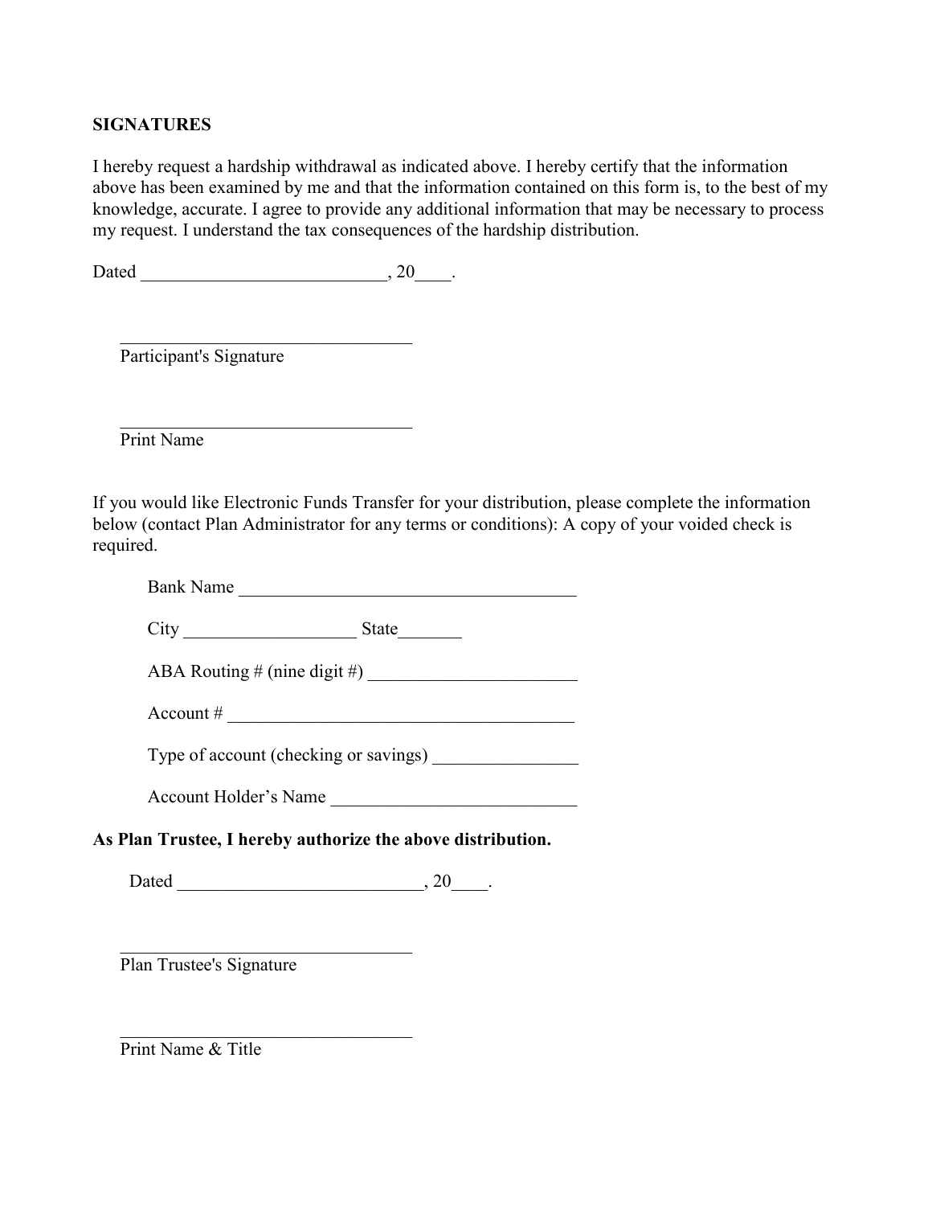**SIGNATURES**

I hereby request a hardship withdrawal as indicated above. I hereby certify that the information above has been examined by me and that the information contained on this form is, to the best of my knowledge, accurate. I agree to provide any additional information that may be necessary to process my request. I understand the tax consequences of the hardship distribution.

Dated ___________________________, 20____.

_________________________________
Participant's Signature

_________________________________
Print Name

If you would like Electronic Funds Transfer for your distribution, please complete the information below (contact Plan Administrator for any terms or conditions): A copy of your voided check is required.

Bank Name _____________________________________

City ___________________ State_______

ABA Routing # (nine digit #) _______________________

Account # _______________________________________

Type of account (checking or savings) ________________

Account Holder's Name ___________________________

**As Plan Trustee, I hereby authorize the above distribution.**

Dated ___________________________, 20____.

_________________________________
Plan Trustee's Signature

_________________________________
Print Name & Title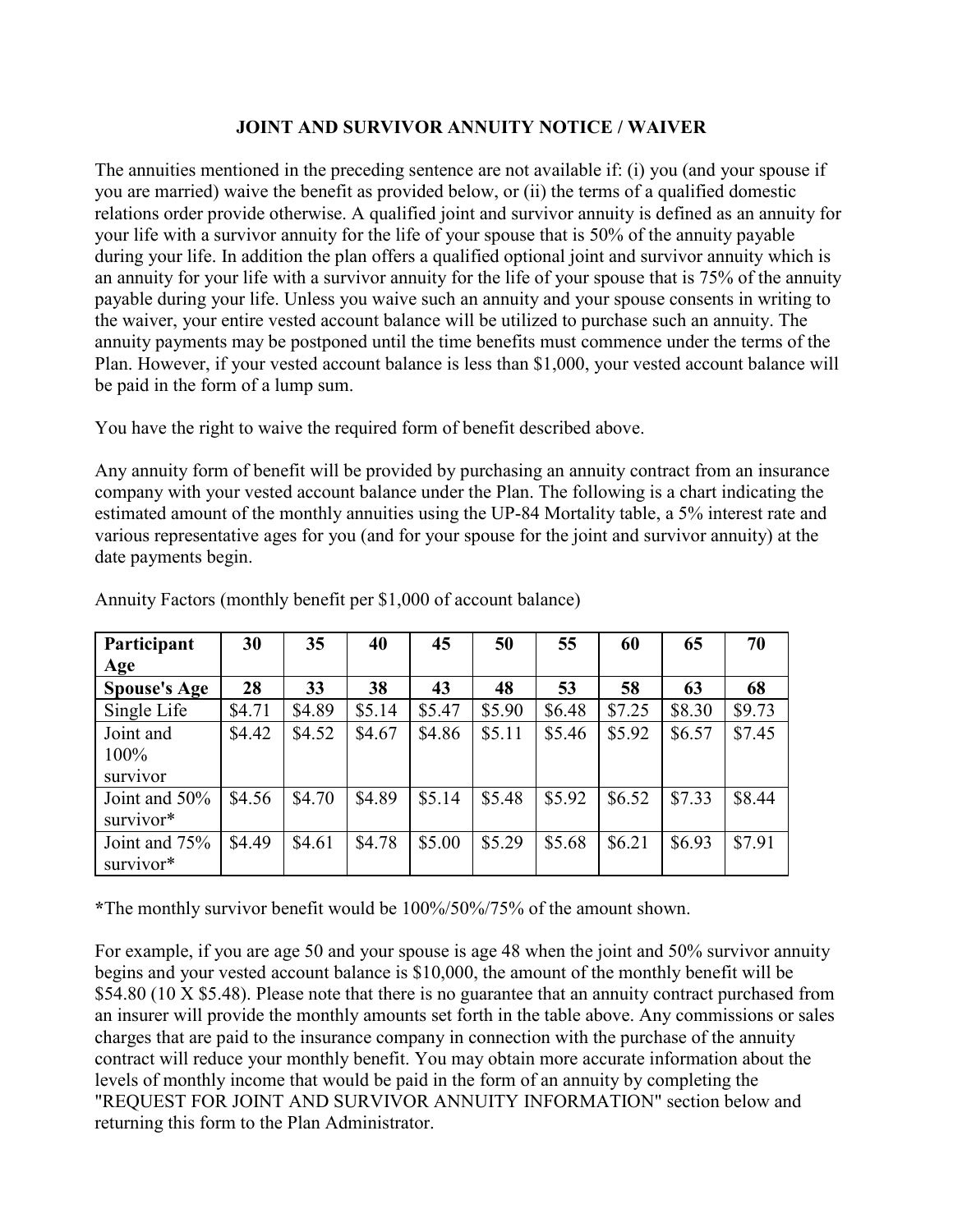# JOINT AND SURVIVOR ANNUITY NOTICE / WAIVER

The annuities mentioned in the preceding sentence are not available if: (i) you (and your spouse if you are married) waive the benefit as provided below, or (ii) the terms of a qualified domestic relations order provide otherwise. A qualified joint and survivor annuity is defined as an annuity for your life with a survivor annuity for the life of your spouse that is 50% of the annuity payable during your life. In addition the plan offers a qualified optional joint and survivor annuity which is an annuity for your life with a survivor annuity for the life of your spouse that is 75% of the annuity payable during your life. Unless you waive such an annuity and your spouse consents in writing to the waiver, your entire vested account balance will be utilized to purchase such an annuity. The annuity payments may be postponed until the time benefits must commence under the terms of the Plan. However, if your vested account balance is less than $1,000, your vested account balance will be paid in the form of a lump sum.

You have the right to waive the required form of benefit described above.

Any annuity form of benefit will be provided by purchasing an annuity contract from an insurance company with your vested account balance under the Plan. The following is a chart indicating the estimated amount of the monthly annuities using the UP-84 Mortality table, a 5% interest rate and various representative ages for you (and for your spouse for the joint and survivor annuity) at the date payments begin.

Annuity Factors (monthly benefit per $1,000 of account balance)

| **Participant Age** | **30** | **35** | **40** | **45** | **50** | **55** | **60** | **65** | **70** |
|---|---|---|---|---|---|---|---|---|---|
| **Spouse's Age** | **28** | **33** | **38** | **43** | **48** | **53** | **58** | **63** | **68** |
| Single Life | $4.71 | $4.89 | $5.14 | $5.47 | $5.90 | $6.48 | $7.25 | $8.30 | $9.73 |
| Joint and 100% survivor | $4.42 | $4.52 | $4.67 | $4.86 | $5.11 | $5.46 | $5.92 | $6.57 | $7.45 |
| Joint and 50% survivor* | $4.56 | $4.70 | $4.89 | $5.14 | $5.48 | $5.92 | $6.52 | $7.33 | $8.44 |
| Joint and 75% survivor* | $4.49 | $4.61 | $4.78 | $5.00 | $5.29 | $5.68 | $6.21 | $6.93 | $7.91 |

**\***The monthly survivor benefit would be 100%/50%/75% of the amount shown.

For example, if you are age 50 and your spouse is age 48 when the joint and 50% survivor annuity begins and your vested account balance is $10,000, the amount of the monthly benefit will be $54.80 (10 X $5.48). Please note that there is no guarantee that an annuity contract purchased from an insurer will provide the monthly amounts set forth in the table above. Any commissions or sales charges that are paid to the insurance company in connection with the purchase of the annuity contract will reduce your monthly benefit. You may obtain more accurate information about the levels of monthly income that would be paid in the form of an annuity by completing the "REQUEST FOR JOINT AND SURVIVOR ANNUITY INFORMATION" section below and returning this form to the Plan Administrator.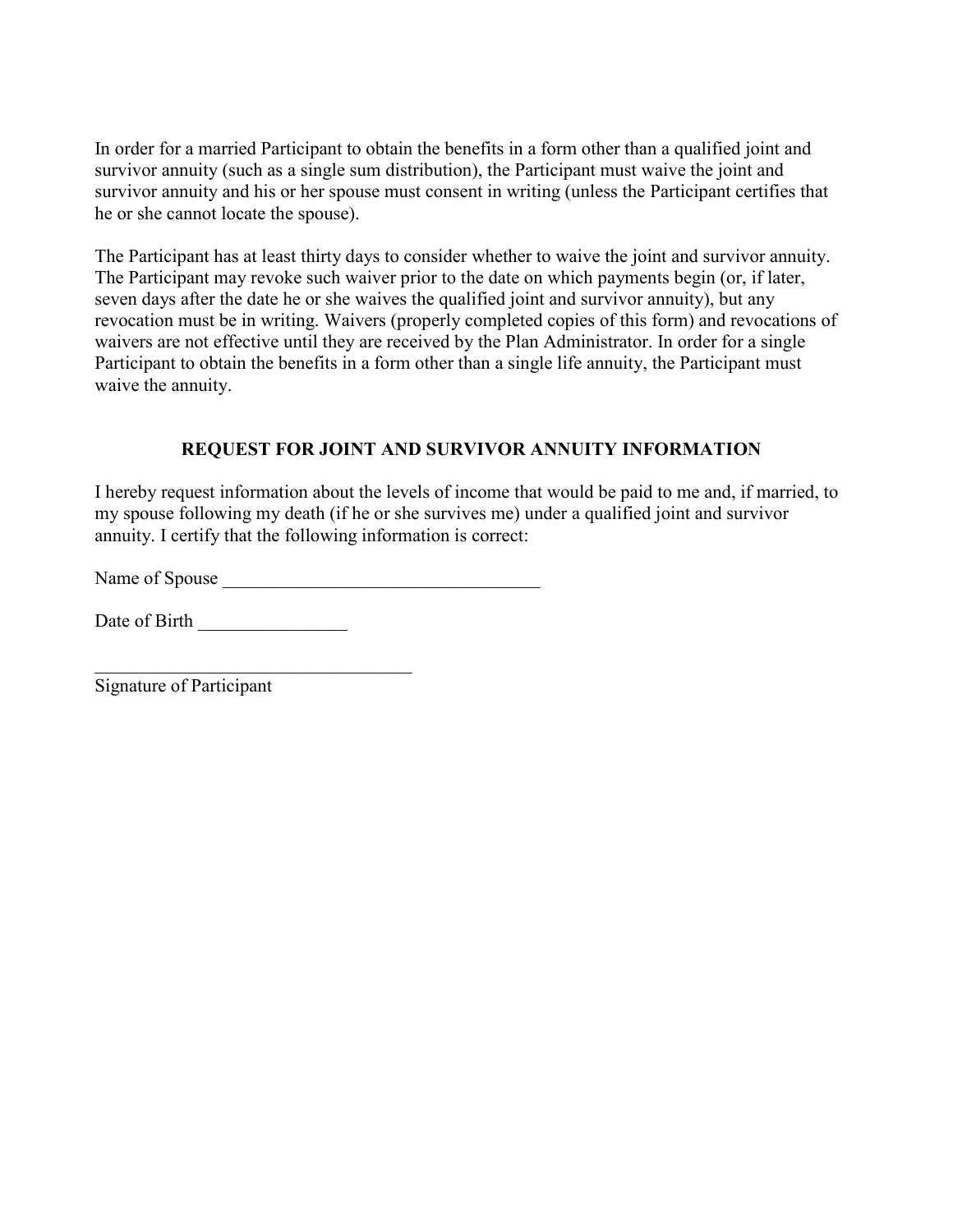In order for a married Participant to obtain the benefits in a form other than a qualified joint and survivor annuity (such as a single sum distribution), the Participant must waive the joint and survivor annuity and his or her spouse must consent in writing (unless the Participant certifies that he or she cannot locate the spouse).

The Participant has at least thirty days to consider whether to waive the joint and survivor annuity. The Participant may revoke such waiver prior to the date on which payments begin (or, if later, seven days after the date he or she waives the qualified joint and survivor annuity), but any revocation must be in writing. Waivers (properly completed copies of this form) and revocations of waivers are not effective until they are received by the Plan Administrator. In order for a single Participant to obtain the benefits in a form other than a single life annuity, the Participant must waive the annuity.

## REQUEST FOR JOINT AND SURVIVOR ANNUITY INFORMATION

I hereby request information about the levels of income that would be paid to me and, if married, to my spouse following my death (if he or she survives me) under a qualified joint and survivor annuity. I certify that the following information is correct:

Name of Spouse ___________________________________

Date of Birth ________________

___________________________________
Signature of Participant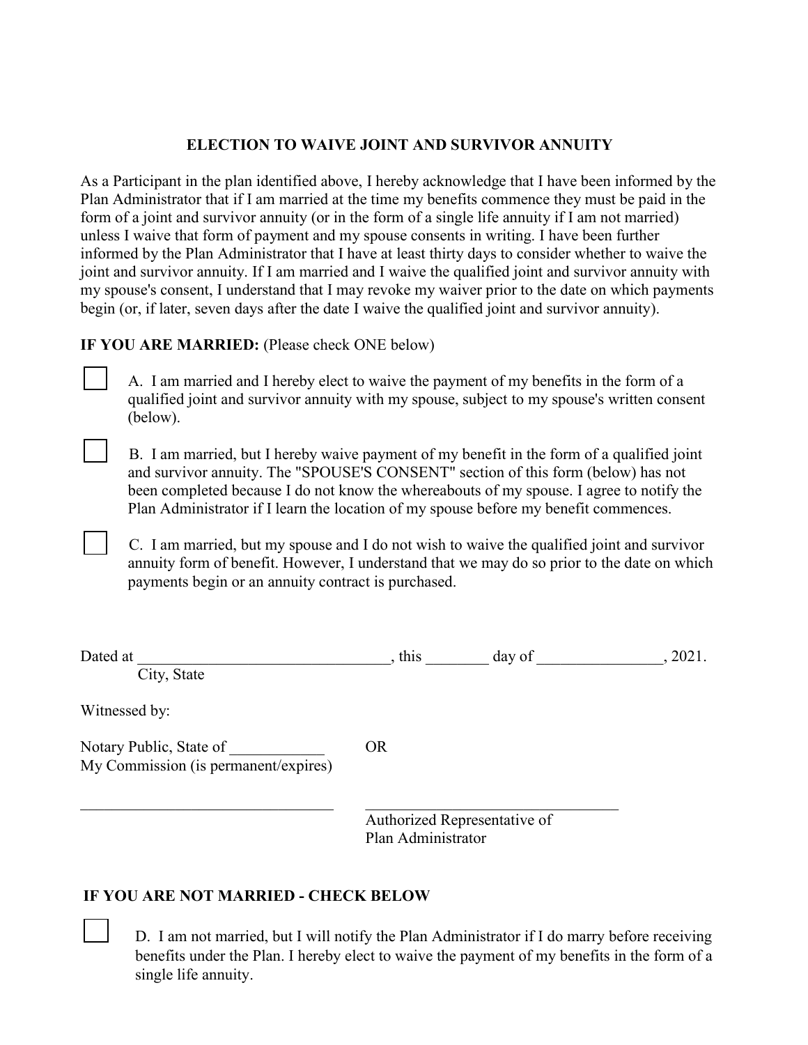## ELECTION TO WAIVE JOINT AND SURVIVOR ANNUITY

As a Participant in the plan identified above, I hereby acknowledge that I have been informed by the Plan Administrator that if I am married at the time my benefits commence they must be paid in the form of a joint and survivor annuity (or in the form of a single life annuity if I am not married) unless I waive that form of payment and my spouse consents in writing. I have been further informed by the Plan Administrator that I have at least thirty days to consider whether to waive the joint and survivor annuity. If I am married and I waive the qualified joint and survivor annuity with my spouse's consent, I understand that I may revoke my waiver prior to the date on which payments begin (or, if later, seven days after the date I waive the qualified joint and survivor annuity).

**IF YOU ARE MARRIED:** (Please check ONE below)

☐ A. I am married and I hereby elect to waive the payment of my benefits in the form of a qualified joint and survivor annuity with my spouse, subject to my spouse's written consent (below).

☐ B. I am married, but I hereby waive payment of my benefit in the form of a qualified joint and survivor annuity. The "SPOUSE'S CONSENT" section of this form (below) has not been completed because I do not know the whereabouts of my spouse. I agree to notify the Plan Administrator if I learn the location of my spouse before my benefit commences.

☐ C. I am married, but my spouse and I do not wish to waive the qualified joint and survivor annuity form of benefit. However, I understand that we may do so prior to the date on which payments begin or an annuity contract is purchased.

Dated at ________________________________, this ________ day of ________________, 2021.
City, State

Witnessed by:

Notary Public, State of ____________
My Commission (is permanent/expires)

OR

________________________________

________________________________
Authorized Representative of
Plan Administrator

**IF YOU ARE NOT MARRIED - CHECK BELOW**

☐ D. I am not married, but I will notify the Plan Administrator if I do marry before receiving benefits under the Plan. I hereby elect to waive the payment of my benefits in the form of a single life annuity.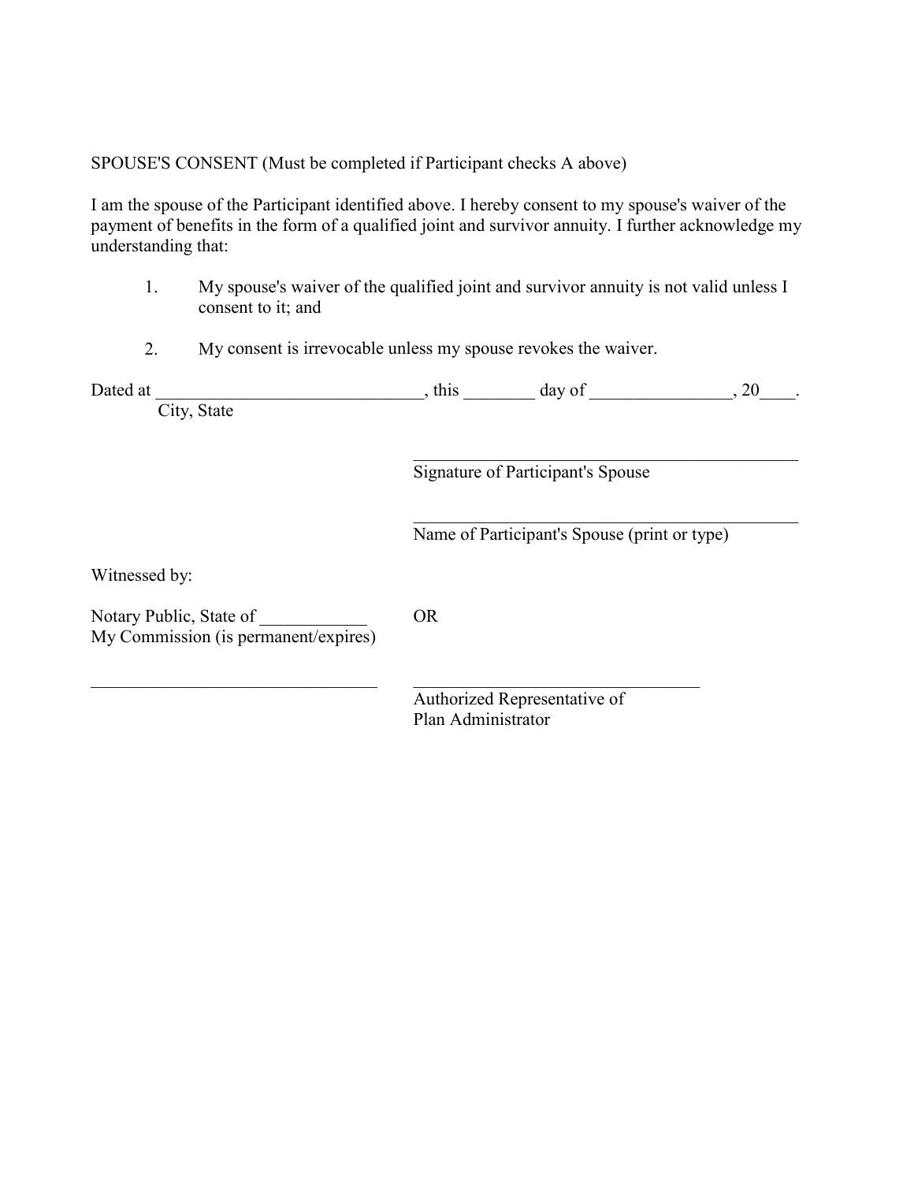SPOUSE'S CONSENT (Must be completed if Participant checks A above)

I am the spouse of the Participant identified above. I hereby consent to my spouse's waiver of the payment of benefits in the form of a qualified joint and survivor annuity. I further acknowledge my understanding that:

1. My spouse's waiver of the qualified joint and survivor annuity is not valid unless I consent to it; and

2. My consent is irrevocable unless my spouse revokes the waiver.

Dated at ______________________________, this ________ day of ________________, 20____.
City, State

_____________________________________________
Signature of Participant's Spouse

_____________________________________________
Name of Participant's Spouse (print or type)

Witnessed by:

Notary Public, State of ____________
My Commission (is permanent/expires)

_________________________________

OR

_________________________________
Authorized Representative of
Plan Administrator